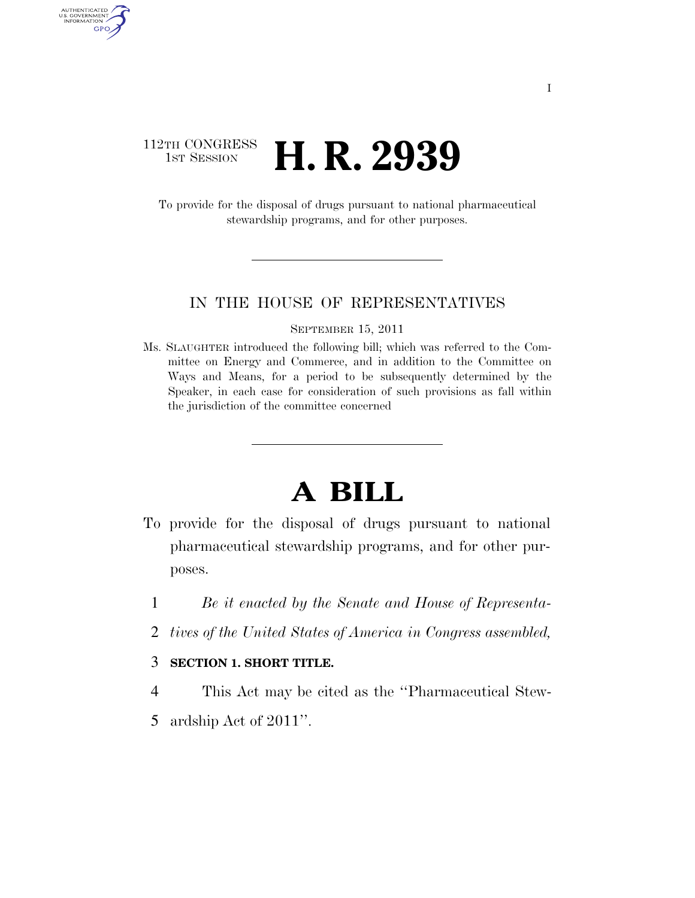112TH CONGRESS
1ST SESSION

# H. R. 2939

To provide for the disposal of drugs pursuant to national pharmaceutical stewardship programs, and for other purposes.

---

IN THE HOUSE OF REPRESENTATIVES

SEPTEMBER 15, 2011

Ms. SLAUGHTER introduced the following bill; which was referred to the Committee on Energy and Commerce, and in addition to the Committee on Ways and Means, for a period to be subsequently determined by the Speaker, in each case for consideration of such provisions as fall within the jurisdiction of the committee concerned

---

# A BILL

To provide for the disposal of drugs pursuant to national pharmaceutical stewardship programs, and for other purposes.

1 *Be it enacted by the Senate and House of Representa-*
2 *tives of the United States of America in Congress assembled,*

3 **SECTION 1. SHORT TITLE.**

4 This Act may be cited as the ''Pharmaceutical Stew-
5 ardship Act of 2011''.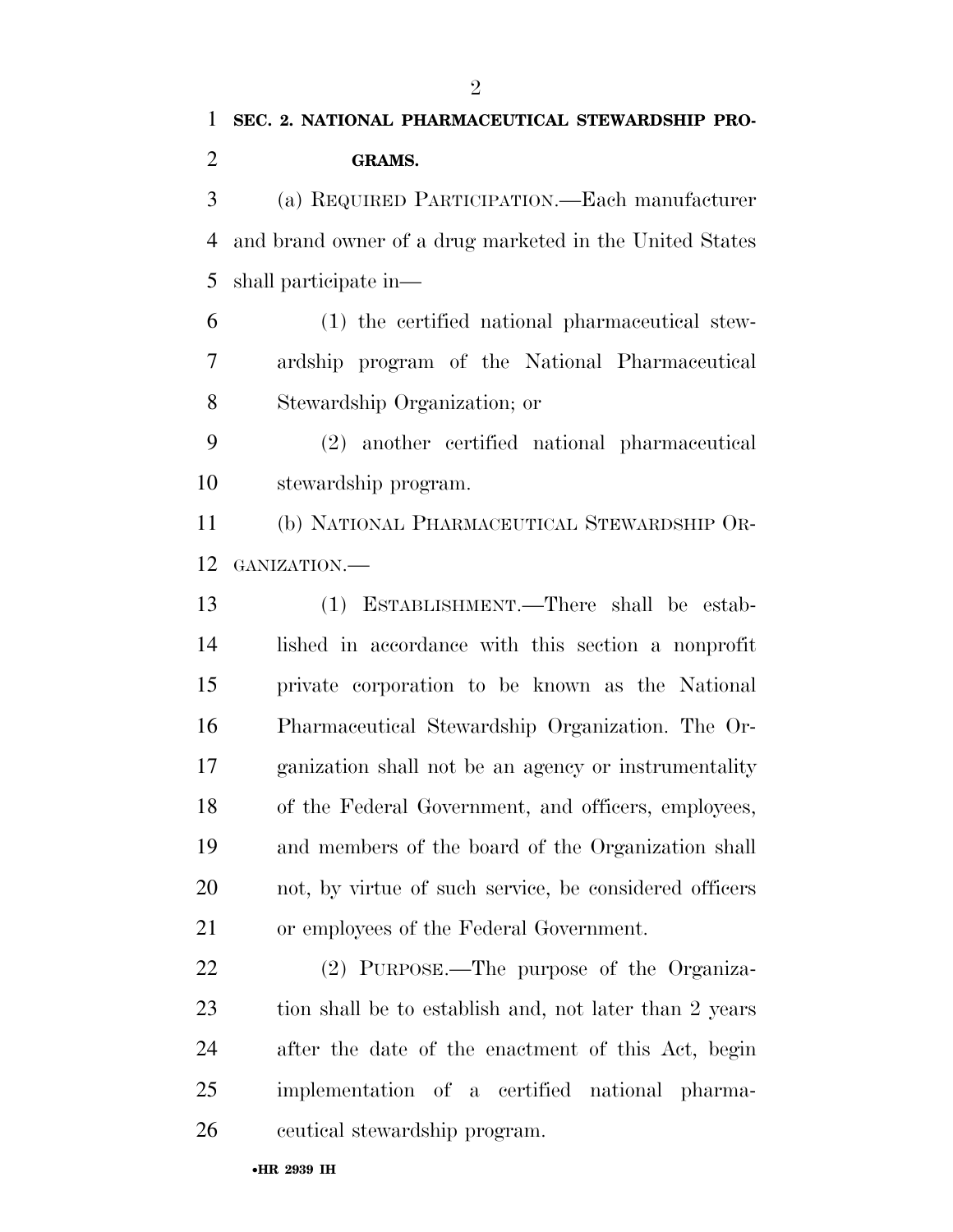## SEC. 2. NATIONAL PHARMACEUTICAL STEWARDSHIP PROGRAMS.

(a) REQUIRED PARTICIPATION.—Each manufacturer and brand owner of a drug marketed in the United States shall participate in—

(1) the certified national pharmaceutical stewardship program of the National Pharmaceutical Stewardship Organization; or

(2) another certified national pharmaceutical stewardship program.

(b) NATIONAL PHARMACEUTICAL STEWARDSHIP ORGANIZATION.—

(1) ESTABLISHMENT.—There shall be established in accordance with this section a nonprofit private corporation to be known as the National Pharmaceutical Stewardship Organization. The Organization shall not be an agency or instrumentality of the Federal Government, and officers, employees, and members of the board of the Organization shall not, by virtue of such service, be considered officers or employees of the Federal Government.

(2) PURPOSE.—The purpose of the Organization shall be to establish and, not later than 2 years after the date of the enactment of this Act, begin implementation of a certified national pharmaceutical stewardship program.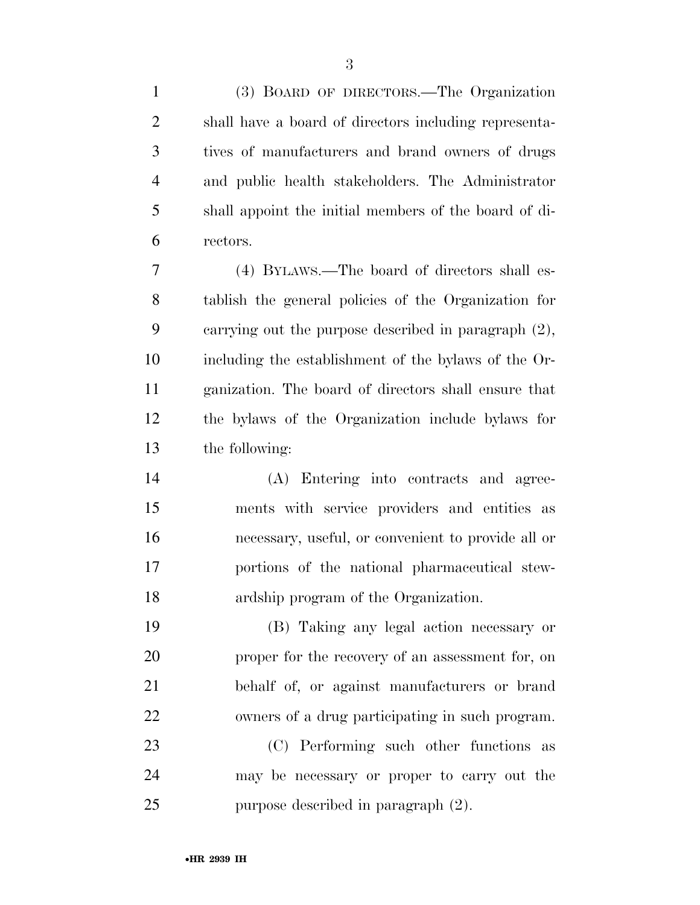(3) BOARD OF DIRECTORS.—The Organization shall have a board of directors including representatives of manufacturers and brand owners of drugs and public health stakeholders. The Administrator shall appoint the initial members of the board of directors.

(4) BYLAWS.—The board of directors shall establish the general policies of the Organization for carrying out the purpose described in paragraph (2), including the establishment of the bylaws of the Organization. The board of directors shall ensure that the bylaws of the Organization include bylaws for the following:

(A) Entering into contracts and agreements with service providers and entities as necessary, useful, or convenient to provide all or portions of the national pharmaceutical stewardship program of the Organization.

(B) Taking any legal action necessary or proper for the recovery of an assessment for, on behalf of, or against manufacturers or brand owners of a drug participating in such program.

(C) Performing such other functions as may be necessary or proper to carry out the purpose described in paragraph (2).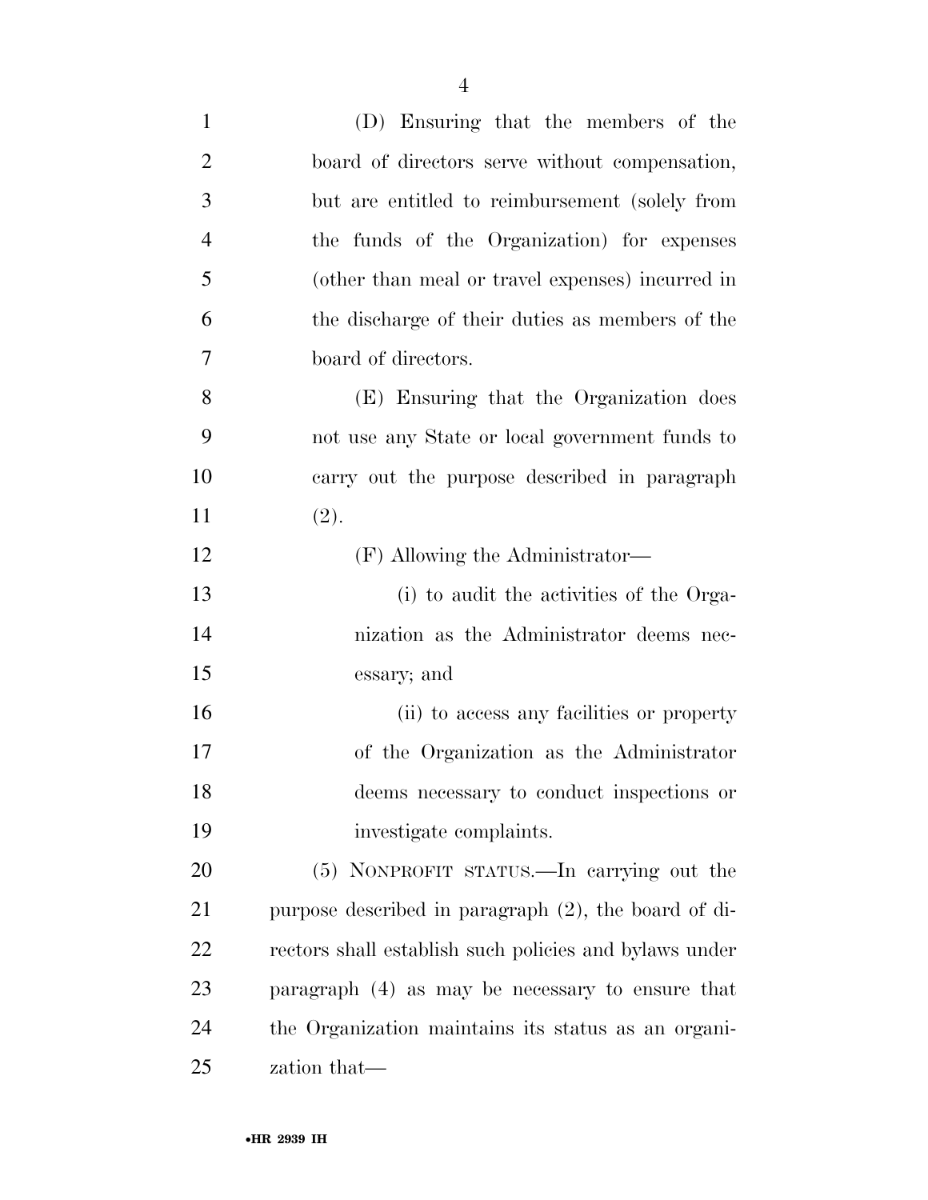(D) Ensuring that the members of the board of directors serve without compensation, but are entitled to reimbursement (solely from the funds of the Organization) for expenses (other than meal or travel expenses) incurred in the discharge of their duties as members of the board of directors.

(E) Ensuring that the Organization does not use any State or local government funds to carry out the purpose described in paragraph (2).

(F) Allowing the Administrator—

(i) to audit the activities of the Organization as the Administrator deems necessary; and

(ii) to access any facilities or property of the Organization as the Administrator deems necessary to conduct inspections or investigate complaints.

(5) NONPROFIT STATUS.—In carrying out the purpose described in paragraph (2), the board of directors shall establish such policies and bylaws under paragraph (4) as may be necessary to ensure that the Organization maintains its status as an organization that—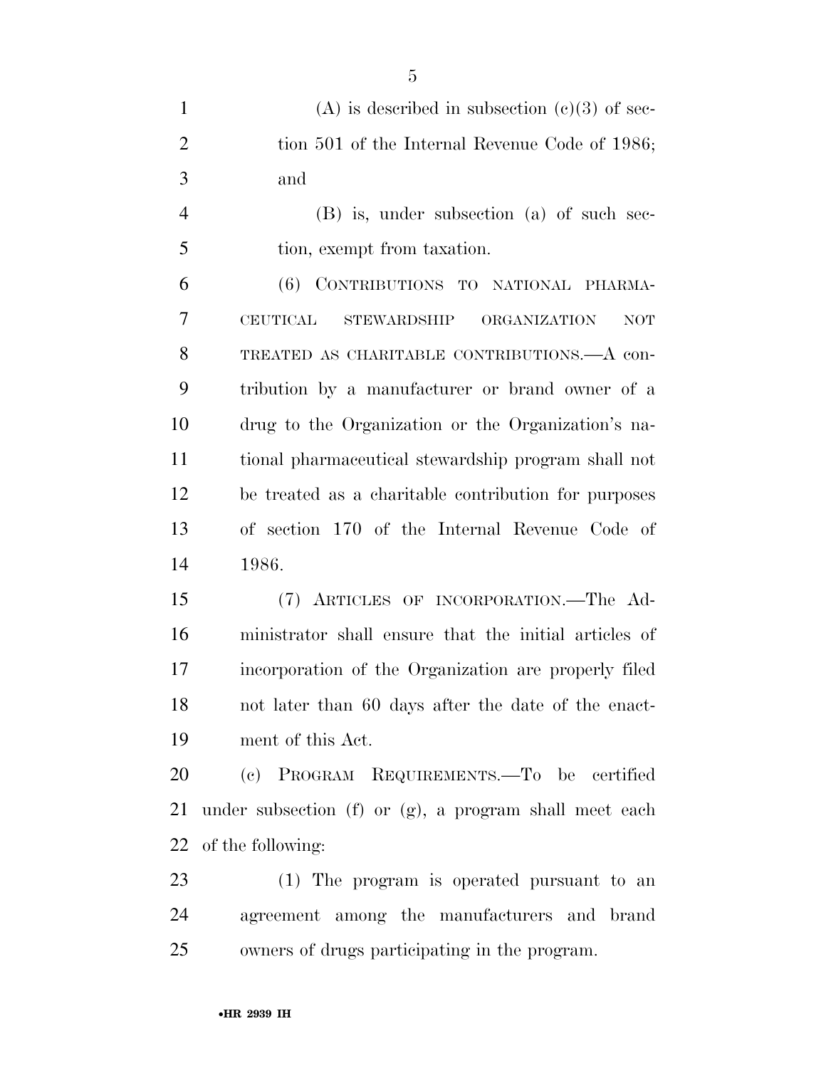(A) is described in subsection (c)(3) of section 501 of the Internal Revenue Code of 1986; and

(B) is, under subsection (a) of such section, exempt from taxation.

(6) CONTRIBUTIONS TO NATIONAL PHARMACEUTICAL STEWARDSHIP ORGANIZATION NOT TREATED AS CHARITABLE CONTRIBUTIONS.—A contribution by a manufacturer or brand owner of a drug to the Organization or the Organization's national pharmaceutical stewardship program shall not be treated as a charitable contribution for purposes of section 170 of the Internal Revenue Code of 1986.

(7) ARTICLES OF INCORPORATION.—The Administrator shall ensure that the initial articles of incorporation of the Organization are properly filed not later than 60 days after the date of the enactment of this Act.

(c) PROGRAM REQUIREMENTS.—To be certified under subsection (f) or (g), a program shall meet each of the following:

(1) The program is operated pursuant to an agreement among the manufacturers and brand owners of drugs participating in the program.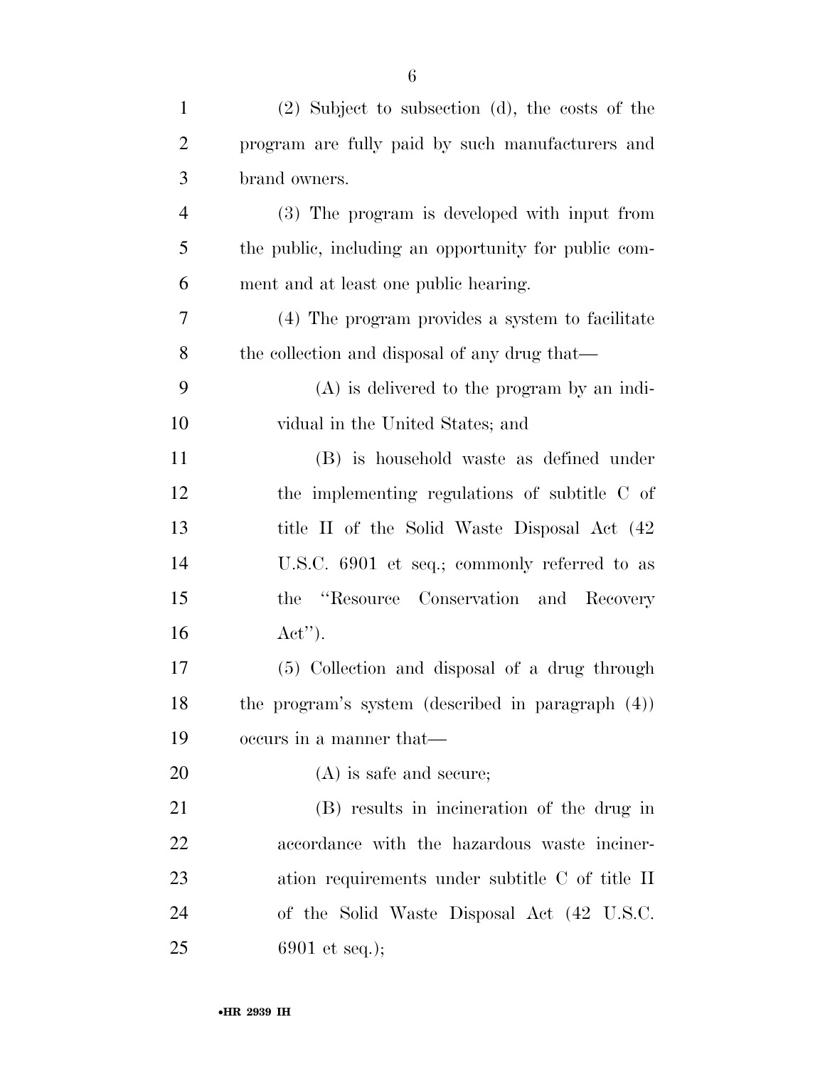(2) Subject to subsection (d), the costs of the program are fully paid by such manufacturers and brand owners.

(3) The program is developed with input from the public, including an opportunity for public comment and at least one public hearing.

(4) The program provides a system to facilitate the collection and disposal of any drug that—

(A) is delivered to the program by an individual in the United States; and

(B) is household waste as defined under the implementing regulations of subtitle C of title II of the Solid Waste Disposal Act (42 U.S.C. 6901 et seq.; commonly referred to as the "Resource Conservation and Recovery Act").

(5) Collection and disposal of a drug through the program's system (described in paragraph (4)) occurs in a manner that—

(A) is safe and secure;

(B) results in incineration of the drug in accordance with the hazardous waste incineration requirements under subtitle C of title II of the Solid Waste Disposal Act (42 U.S.C. 6901 et seq.);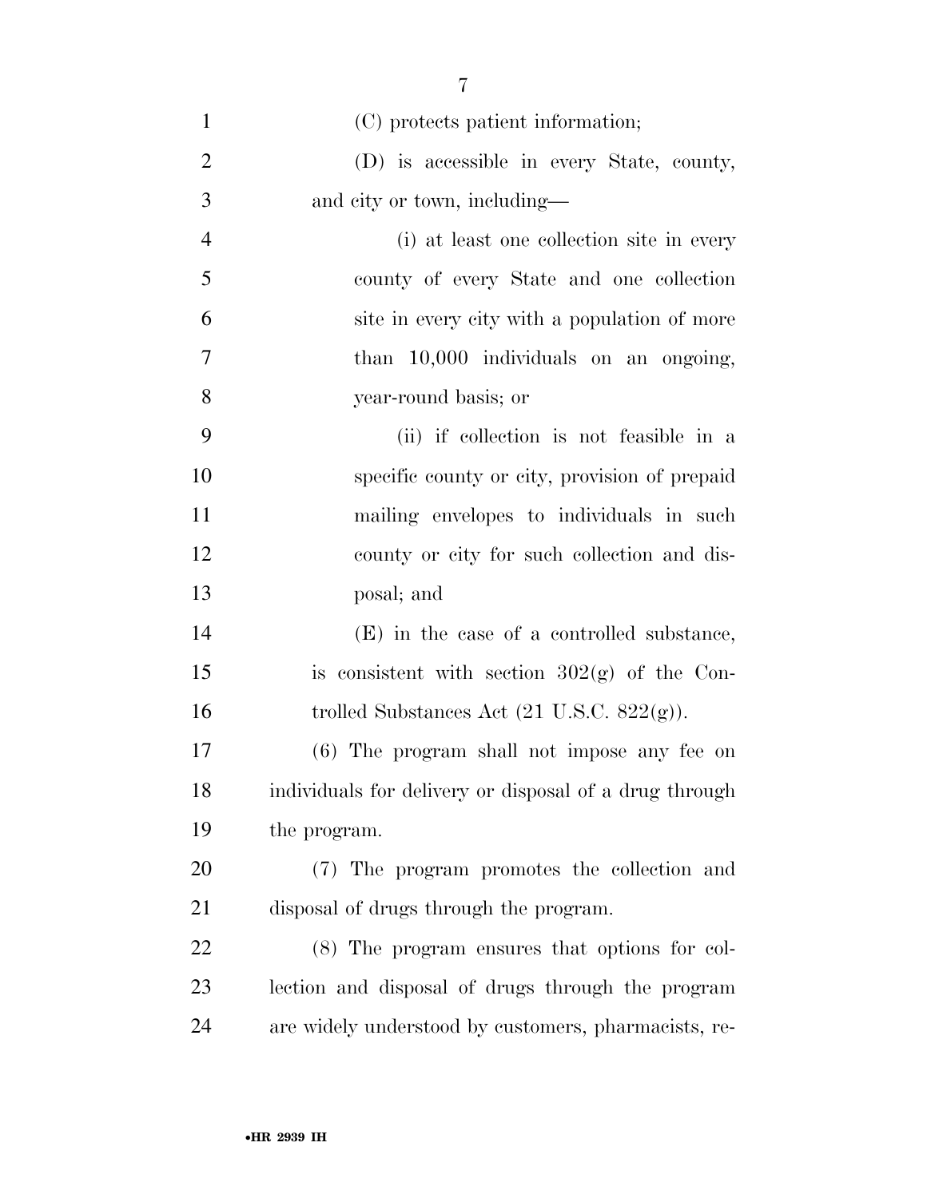(C) protects patient information;

(D) is accessible in every State, county, and city or town, including—

(i) at least one collection site in every county of every State and one collection site in every city with a population of more than 10,000 individuals on an ongoing, year-round basis; or

(ii) if collection is not feasible in a specific county or city, provision of prepaid mailing envelopes to individuals in such county or city for such collection and disposal; and

(E) in the case of a controlled substance, is consistent with section 302(g) of the Controlled Substances Act (21 U.S.C. 822(g)).

(6) The program shall not impose any fee on individuals for delivery or disposal of a drug through the program.

(7) The program promotes the collection and disposal of drugs through the program.

(8) The program ensures that options for collection and disposal of drugs through the program are widely understood by customers, pharmacists, re-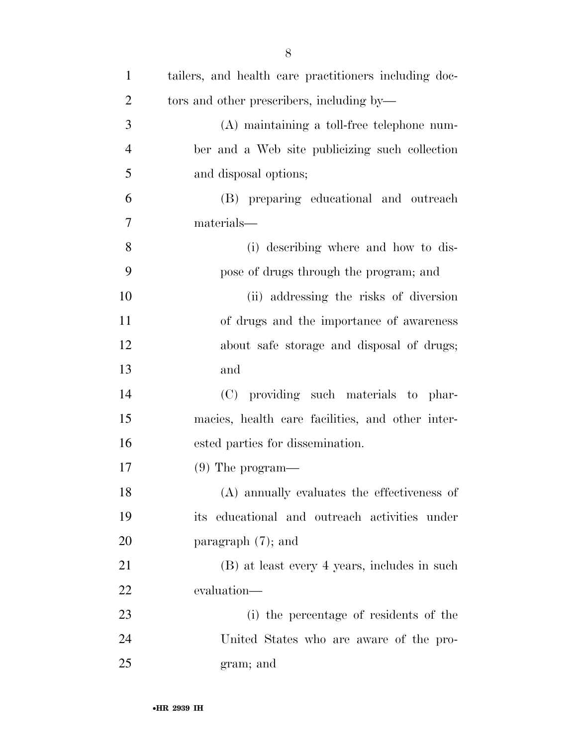tailers, and health care practitioners including doctors and other prescribers, including by—

(A) maintaining a toll-free telephone number and a Web site publicizing such collection and disposal options;

(B) preparing educational and outreach materials—

(i) describing where and how to dispose of drugs through the program; and

(ii) addressing the risks of diversion of drugs and the importance of awareness about safe storage and disposal of drugs; and

(C) providing such materials to pharmacies, health care facilities, and other interested parties for dissemination.

(9) The program—

(A) annually evaluates the effectiveness of its educational and outreach activities under paragraph (7); and

(B) at least every 4 years, includes in such evaluation—

(i) the percentage of residents of the United States who are aware of the program; and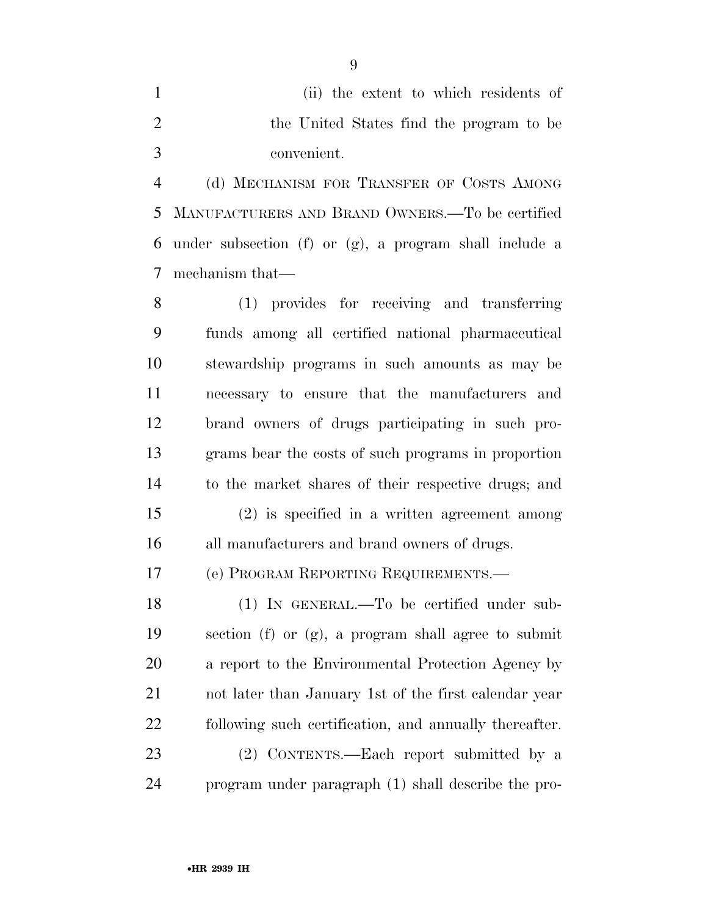(ii) the extent to which residents of the United States find the program to be convenient.

(d) MECHANISM FOR TRANSFER OF COSTS AMONG MANUFACTURERS AND BRAND OWNERS.—To be certified under subsection (f) or (g), a program shall include a mechanism that—

(1) provides for receiving and transferring funds among all certified national pharmaceutical stewardship programs in such amounts as may be necessary to ensure that the manufacturers and brand owners of drugs participating in such programs bear the costs of such programs in proportion to the market shares of their respective drugs; and

(2) is specified in a written agreement among all manufacturers and brand owners of drugs.

(e) PROGRAM REPORTING REQUIREMENTS.—

(1) IN GENERAL.—To be certified under subsection (f) or (g), a program shall agree to submit a report to the Environmental Protection Agency by not later than January 1st of the first calendar year following such certification, and annually thereafter.

(2) CONTENTS.—Each report submitted by a program under paragraph (1) shall describe the pro-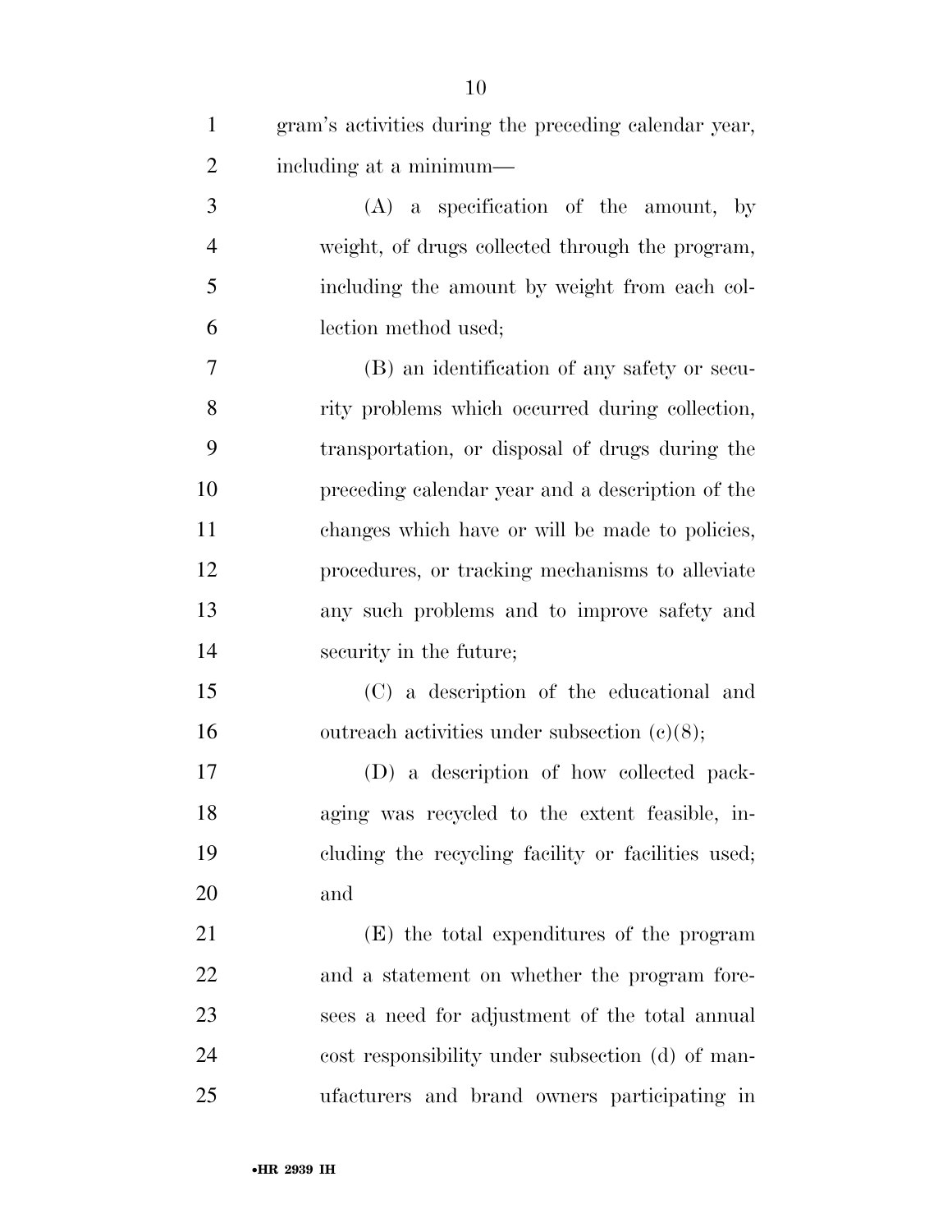gram's activities during the preceding calendar year, including at a minimum—

(A) a specification of the amount, by weight, of drugs collected through the program, including the amount by weight from each collection method used;

(B) an identification of any safety or security problems which occurred during collection, transportation, or disposal of drugs during the preceding calendar year and a description of the changes which have or will be made to policies, procedures, or tracking mechanisms to alleviate any such problems and to improve safety and security in the future;

(C) a description of the educational and outreach activities under subsection (c)(8);

(D) a description of how collected packaging was recycled to the extent feasible, including the recycling facility or facilities used; and

(E) the total expenditures of the program and a statement on whether the program foresees a need for adjustment of the total annual cost responsibility under subsection (d) of manufacturers and brand owners participating in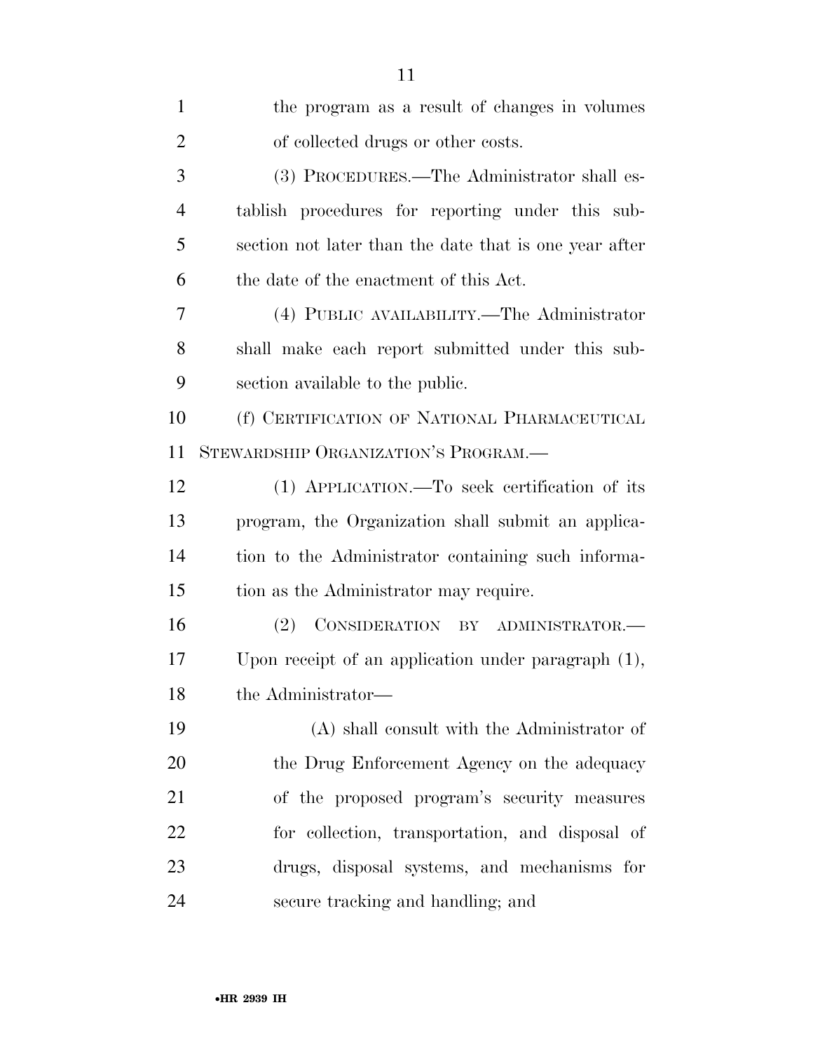the program as a result of changes in volumes of collected drugs or other costs.

(3) PROCEDURES.—The Administrator shall establish procedures for reporting under this subsection not later than the date that is one year after the date of the enactment of this Act.

(4) PUBLIC AVAILABILITY.—The Administrator shall make each report submitted under this subsection available to the public.

(f) CERTIFICATION OF NATIONAL PHARMACEUTICAL STEWARDSHIP ORGANIZATION'S PROGRAM.—

(1) APPLICATION.—To seek certification of its program, the Organization shall submit an application to the Administrator containing such information as the Administrator may require.

(2) CONSIDERATION BY ADMINISTRATOR.—Upon receipt of an application under paragraph (1), the Administrator—

(A) shall consult with the Administrator of the Drug Enforcement Agency on the adequacy of the proposed program's security measures for collection, transportation, and disposal of drugs, disposal systems, and mechanisms for secure tracking and handling; and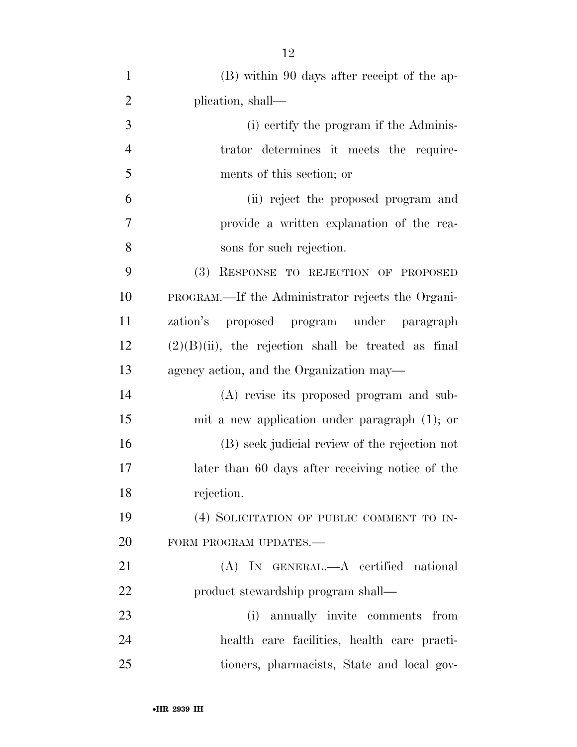(B) within 90 days after receipt of the application, shall—

(i) certify the program if the Administrator determines it meets the requirements of this section; or

(ii) reject the proposed program and provide a written explanation of the reasons for such rejection.

(3) RESPONSE TO REJECTION OF PROPOSED PROGRAM.—If the Administrator rejects the Organization's proposed program under paragraph (2)(B)(ii), the rejection shall be treated as final agency action, and the Organization may—

(A) revise its proposed program and submit a new application under paragraph (1); or

(B) seek judicial review of the rejection not later than 60 days after receiving notice of the rejection.

(4) SOLICITATION OF PUBLIC COMMENT TO INFORM PROGRAM UPDATES.—

(A) IN GENERAL.—A certified national product stewardship program shall—

(i) annually invite comments from health care facilities, health care practitioners, pharmacists, State and local gov-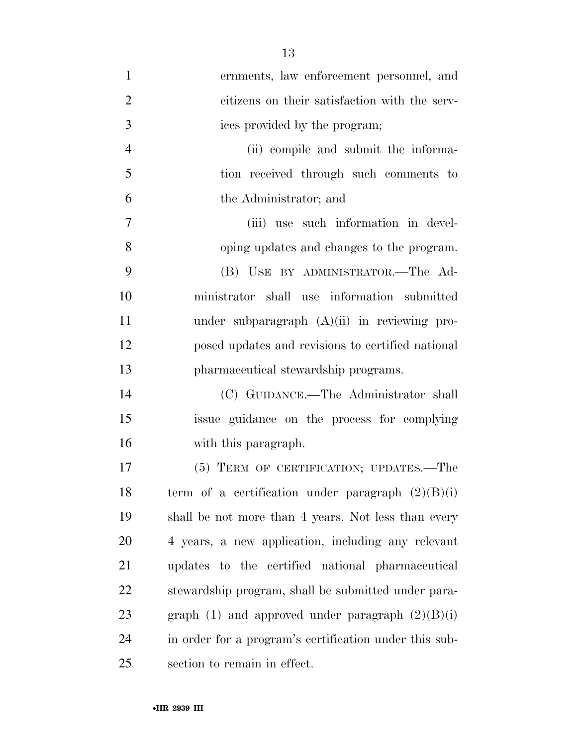ernments, law enforcement personnel, and citizens on their satisfaction with the services provided by the program;

(ii) compile and submit the information received through such comments to the Administrator; and

(iii) use such information in developing updates and changes to the program.

(B) USE BY ADMINISTRATOR.—The Administrator shall use information submitted under subparagraph (A)(ii) in reviewing proposed updates and revisions to certified national pharmaceutical stewardship programs.

(C) GUIDANCE.—The Administrator shall issue guidance on the process for complying with this paragraph.

(5) TERM OF CERTIFICATION; UPDATES.—The term of a certification under paragraph (2)(B)(i) shall be not more than 4 years. Not less than every 4 years, a new application, including any relevant updates to the certified national pharmaceutical stewardship program, shall be submitted under paragraph (1) and approved under paragraph (2)(B)(i) in order for a program's certification under this subsection to remain in effect.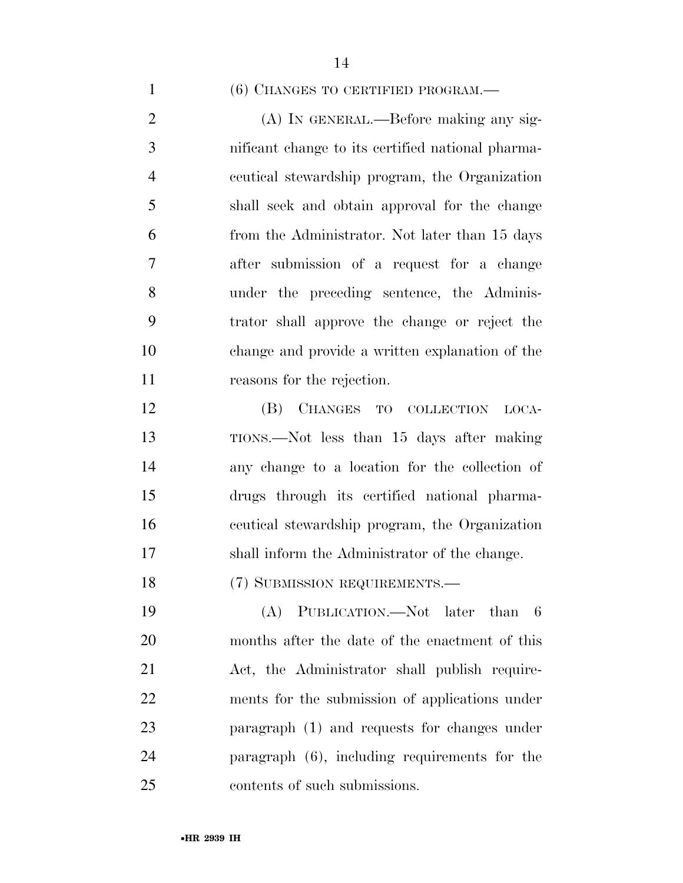(6) CHANGES TO CERTIFIED PROGRAM.—

(A) IN GENERAL.—Before making any significant change to its certified national pharmaceutical stewardship program, the Organization shall seek and obtain approval for the change from the Administrator. Not later than 15 days after submission of a request for a change under the preceding sentence, the Administrator shall approve the change or reject the change and provide a written explanation of the reasons for the rejection.

(B) CHANGES TO COLLECTION LOCATIONS.—Not less than 15 days after making any change to a location for the collection of drugs through its certified national pharmaceutical stewardship program, the Organization shall inform the Administrator of the change.

(7) SUBMISSION REQUIREMENTS.—

(A) PUBLICATION.—Not later than 6 months after the date of the enactment of this Act, the Administrator shall publish requirements for the submission of applications under paragraph (1) and requests for changes under paragraph (6), including requirements for the contents of such submissions.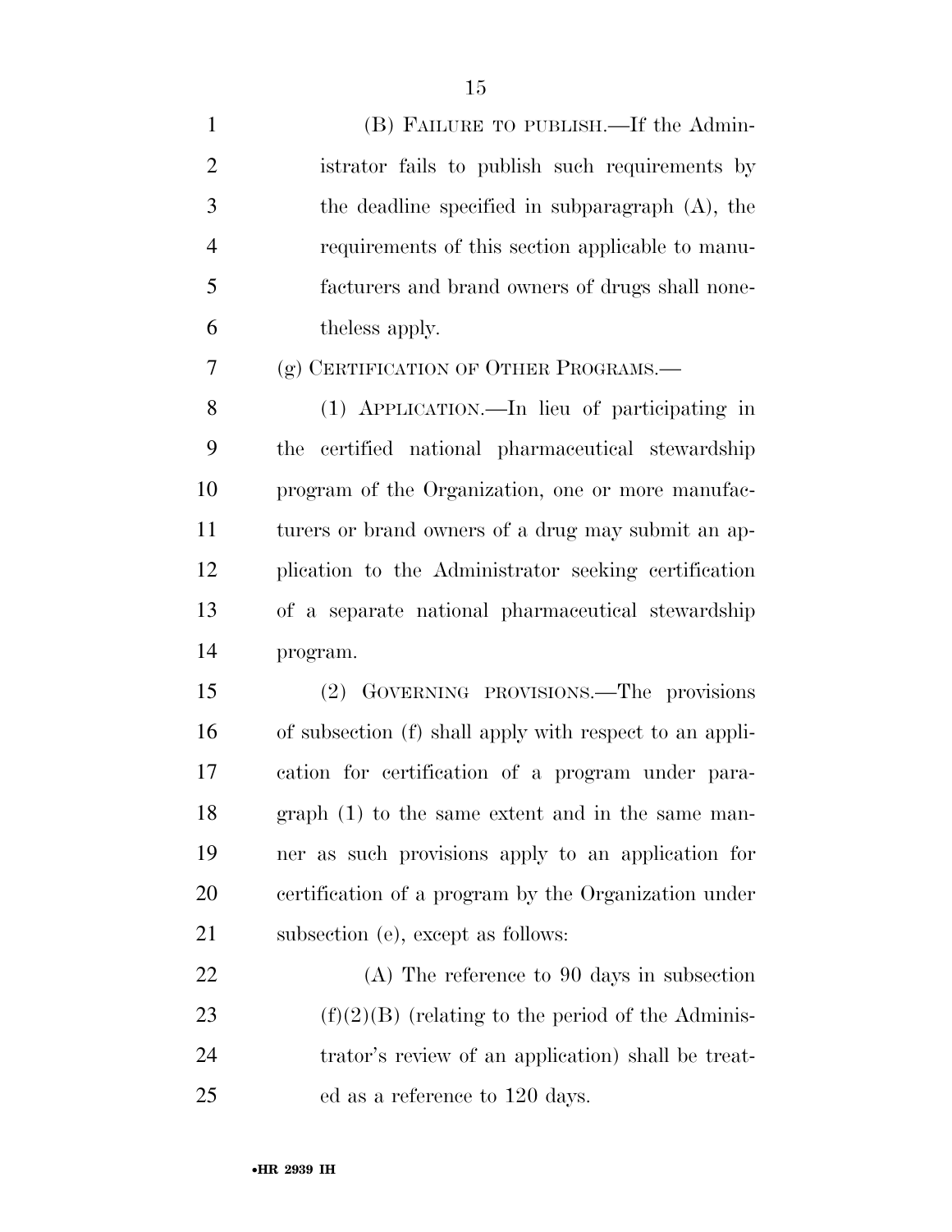(B) FAILURE TO PUBLISH.—If the Administrator fails to publish such requirements by the deadline specified in subparagraph (A), the requirements of this section applicable to manufacturers and brand owners of drugs shall nonetheless apply.

(g) CERTIFICATION OF OTHER PROGRAMS.—

(1) APPLICATION.—In lieu of participating in the certified national pharmaceutical stewardship program of the Organization, one or more manufacturers or brand owners of a drug may submit an application to the Administrator seeking certification of a separate national pharmaceutical stewardship program.

(2) GOVERNING PROVISIONS.—The provisions of subsection (f) shall apply with respect to an application for certification of a program under paragraph (1) to the same extent and in the same manner as such provisions apply to an application for certification of a program by the Organization under subsection (e), except as follows:

(A) The reference to 90 days in subsection (f)(2)(B) (relating to the period of the Administrator's review of an application) shall be treated as a reference to 120 days.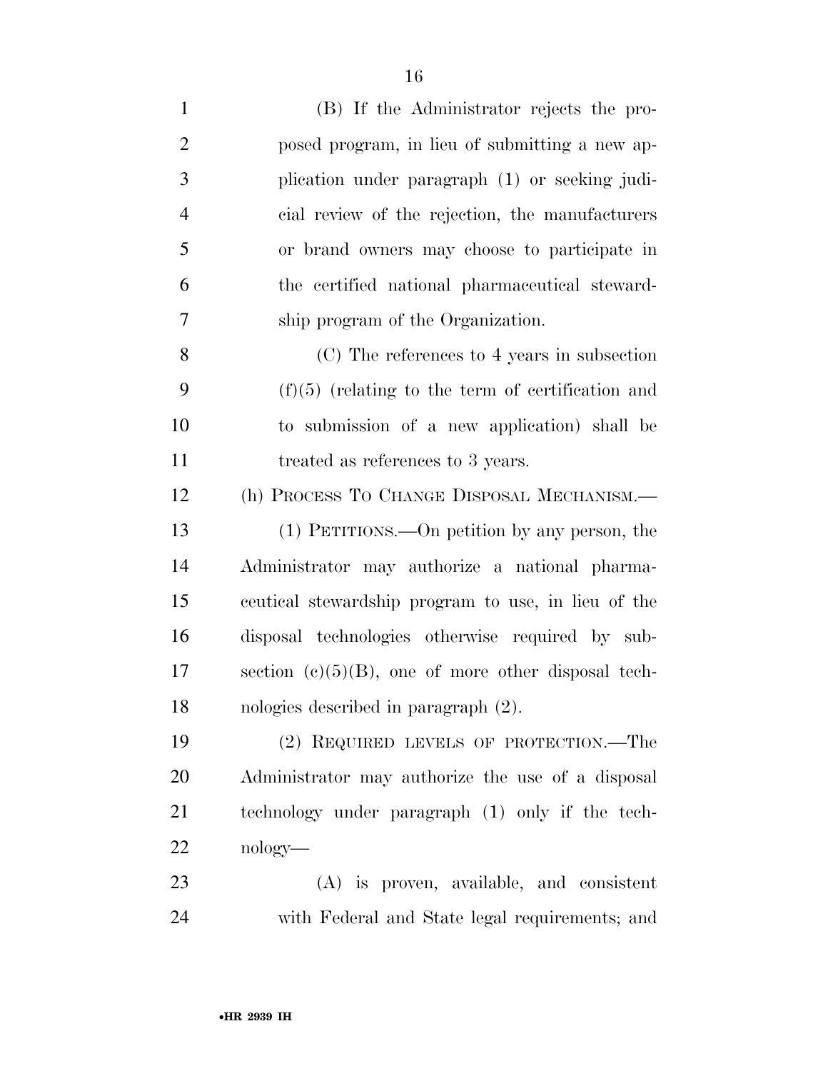(B) If the Administrator rejects the proposed program, in lieu of submitting a new application under paragraph (1) or seeking judicial review of the rejection, the manufacturers or brand owners may choose to participate in the certified national pharmaceutical stewardship program of the Organization.

(C) The references to 4 years in subsection (f)(5) (relating to the term of certification and to submission of a new application) shall be treated as references to 3 years.

(h) PROCESS TO CHANGE DISPOSAL MECHANISM.—

(1) PETITIONS.—On petition by any person, the Administrator may authorize a national pharmaceutical stewardship program to use, in lieu of the disposal technologies otherwise required by subsection (c)(5)(B), one of more other disposal technologies described in paragraph (2).

(2) REQUIRED LEVELS OF PROTECTION.—The Administrator may authorize the use of a disposal technology under paragraph (1) only if the technology—

(A) is proven, available, and consistent with Federal and State legal requirements; and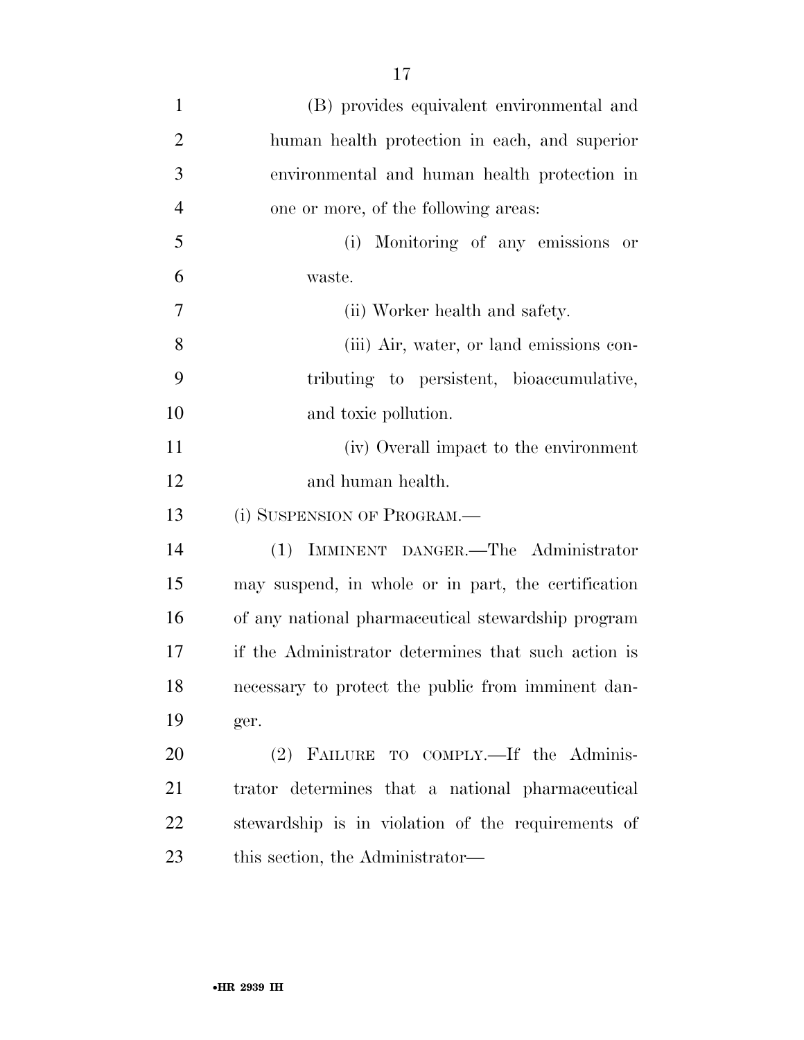(B) provides equivalent environmental and human health protection in each, and superior environmental and human health protection in one or more, of the following areas:

(i) Monitoring of any emissions or waste.

(ii) Worker health and safety.

(iii) Air, water, or land emissions contributing to persistent, bioaccumulative, and toxic pollution.

(iv) Overall impact to the environment and human health.

(i) SUSPENSION OF PROGRAM.—

(1) IMMINENT DANGER.—The Administrator may suspend, in whole or in part, the certification of any national pharmaceutical stewardship program if the Administrator determines that such action is necessary to protect the public from imminent danger.

(2) FAILURE TO COMPLY.—If the Administrator determines that a national pharmaceutical stewardship is in violation of the requirements of this section, the Administrator—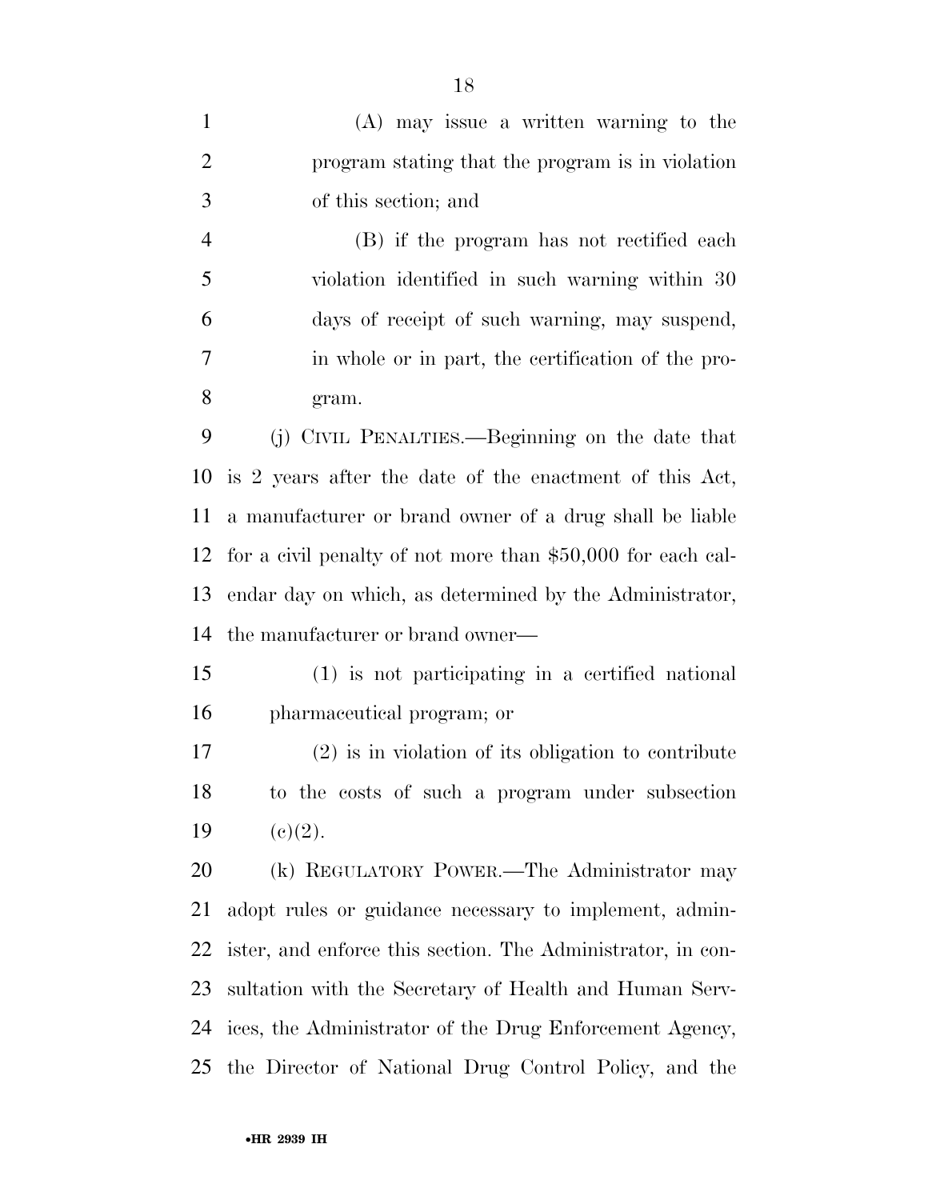(A) may issue a written warning to the program stating that the program is in violation of this section; and

(B) if the program has not rectified each violation identified in such warning within 30 days of receipt of such warning, may suspend, in whole or in part, the certification of the program.

(j) CIVIL PENALTIES.—Beginning on the date that is 2 years after the date of the enactment of this Act, a manufacturer or brand owner of a drug shall be liable for a civil penalty of not more than $50,000 for each calendar day on which, as determined by the Administrator, the manufacturer or brand owner—

(1) is not participating in a certified national pharmaceutical program; or

(2) is in violation of its obligation to contribute to the costs of such a program under subsection (c)(2).

(k) REGULATORY POWER.—The Administrator may adopt rules or guidance necessary to implement, administer, and enforce this section. The Administrator, in consultation with the Secretary of Health and Human Services, the Administrator of the Drug Enforcement Agency, the Director of National Drug Control Policy, and the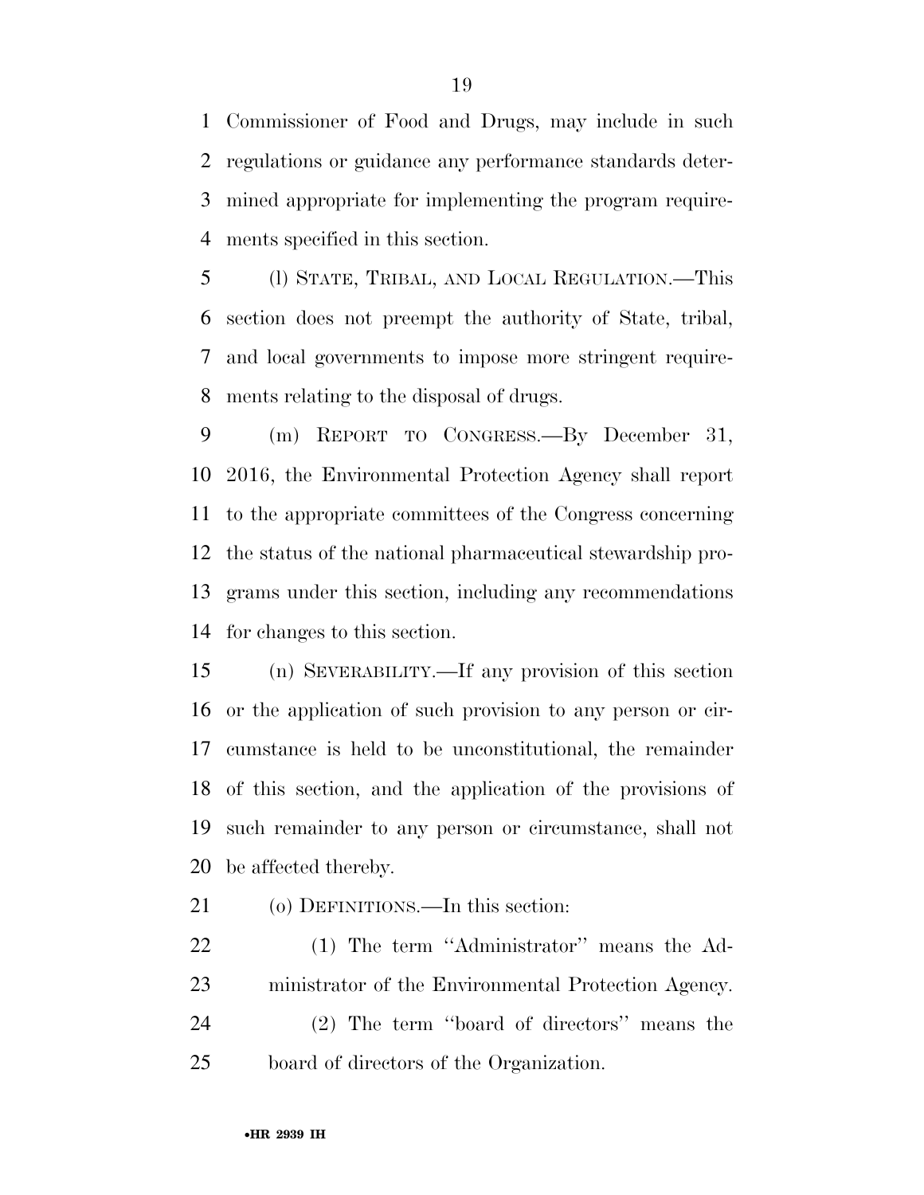Commissioner of Food and Drugs, may include in such regulations or guidance any performance standards determined appropriate for implementing the program requirements specified in this section.

(l) STATE, TRIBAL, AND LOCAL REGULATION.—This section does not preempt the authority of State, tribal, and local governments to impose more stringent requirements relating to the disposal of drugs.

(m) REPORT TO CONGRESS.—By December 31, 2016, the Environmental Protection Agency shall report to the appropriate committees of the Congress concerning the status of the national pharmaceutical stewardship programs under this section, including any recommendations for changes to this section.

(n) SEVERABILITY.—If any provision of this section or the application of such provision to any person or circumstance is held to be unconstitutional, the remainder of this section, and the application of the provisions of such remainder to any person or circumstance, shall not be affected thereby.

(o) DEFINITIONS.—In this section:

(1) The term "Administrator" means the Administrator of the Environmental Protection Agency.

(2) The term "board of directors" means the board of directors of the Organization.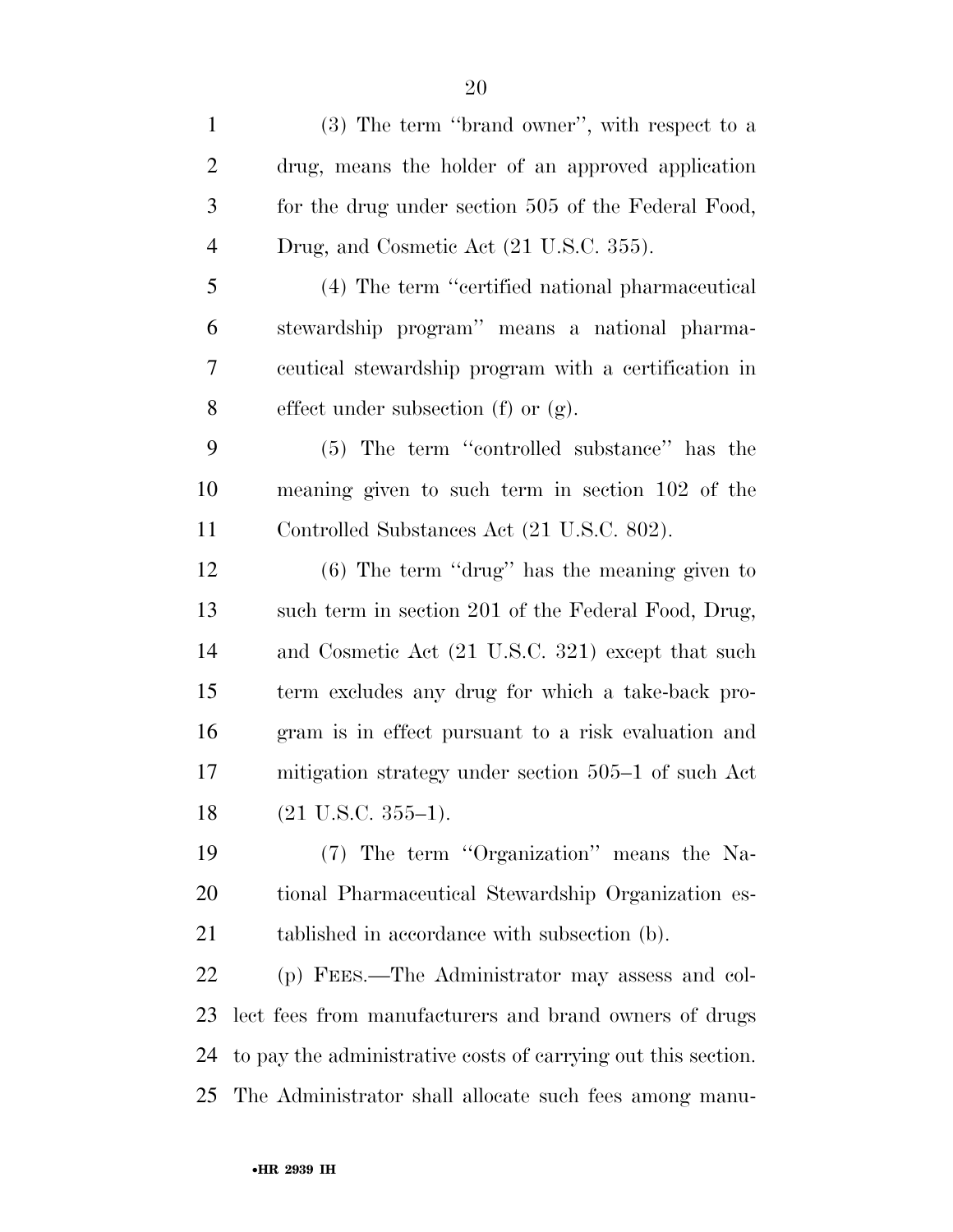(3) The term ''brand owner'', with respect to a drug, means the holder of an approved application for the drug under section 505 of the Federal Food, Drug, and Cosmetic Act (21 U.S.C. 355).

(4) The term ''certified national pharmaceutical stewardship program'' means a national pharmaceutical stewardship program with a certification in effect under subsection (f) or (g).

(5) The term ''controlled substance'' has the meaning given to such term in section 102 of the Controlled Substances Act (21 U.S.C. 802).

(6) The term ''drug'' has the meaning given to such term in section 201 of the Federal Food, Drug, and Cosmetic Act (21 U.S.C. 321) except that such term excludes any drug for which a take-back program is in effect pursuant to a risk evaluation and mitigation strategy under section 505–1 of such Act (21 U.S.C. 355–1).

(7) The term ''Organization'' means the National Pharmaceutical Stewardship Organization established in accordance with subsection (b).

(p) FEES.—The Administrator may assess and collect fees from manufacturers and brand owners of drugs to pay the administrative costs of carrying out this section. The Administrator shall allocate such fees among manu-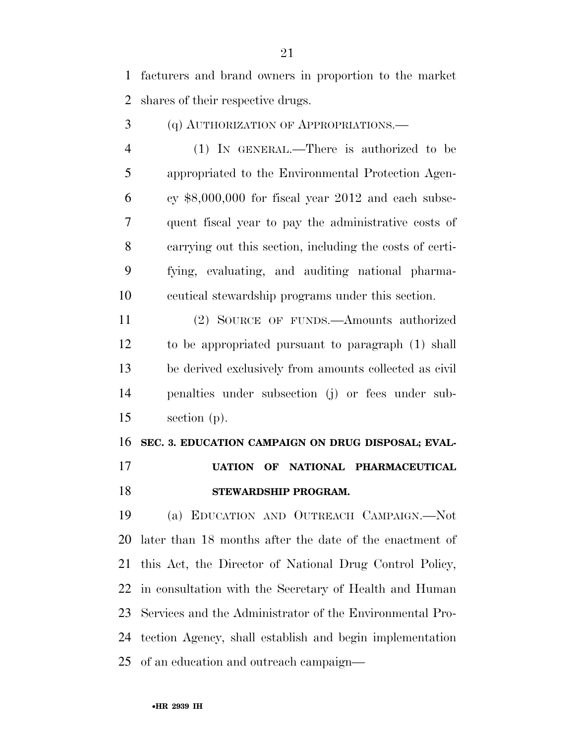facturers and brand owners in proportion to the market shares of their respective drugs.

(q) AUTHORIZATION OF APPROPRIATIONS.—

(1) IN GENERAL.—There is authorized to be appropriated to the Environmental Protection Agency $8,000,000 for fiscal year 2012 and each subsequent fiscal year to pay the administrative costs of carrying out this section, including the costs of certifying, evaluating, and auditing national pharmaceutical stewardship programs under this section.

(2) SOURCE OF FUNDS.—Amounts authorized to be appropriated pursuant to paragraph (1) shall be derived exclusively from amounts collected as civil penalties under subsection (j) or fees under subsection (p).

**SEC. 3. EDUCATION CAMPAIGN ON DRUG DISPOSAL; EVALUATION OF NATIONAL PHARMACEUTICAL STEWARDSHIP PROGRAM.**

(a) EDUCATION AND OUTREACH CAMPAIGN.—Not later than 18 months after the date of the enactment of this Act, the Director of National Drug Control Policy, in consultation with the Secretary of Health and Human Services and the Administrator of the Environmental Protection Agency, shall establish and begin implementation of an education and outreach campaign—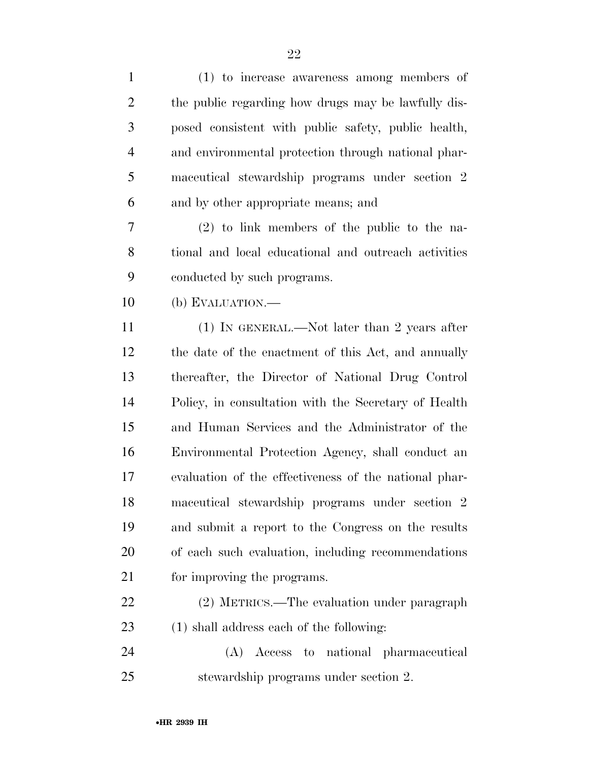(1) to increase awareness among members of the public regarding how drugs may be lawfully disposed consistent with public safety, public health, and environmental protection through national pharmaceutical stewardship programs under section 2 and by other appropriate means; and

(2) to link members of the public to the national and local educational and outreach activities conducted by such programs.

(b) EVALUATION.—

(1) IN GENERAL.—Not later than 2 years after the date of the enactment of this Act, and annually thereafter, the Director of National Drug Control Policy, in consultation with the Secretary of Health and Human Services and the Administrator of the Environmental Protection Agency, shall conduct an evaluation of the effectiveness of the national pharmaceutical stewardship programs under section 2 and submit a report to the Congress on the results of each such evaluation, including recommendations for improving the programs.

(2) METRICS.—The evaluation under paragraph (1) shall address each of the following:

(A) Access to national pharmaceutical stewardship programs under section 2.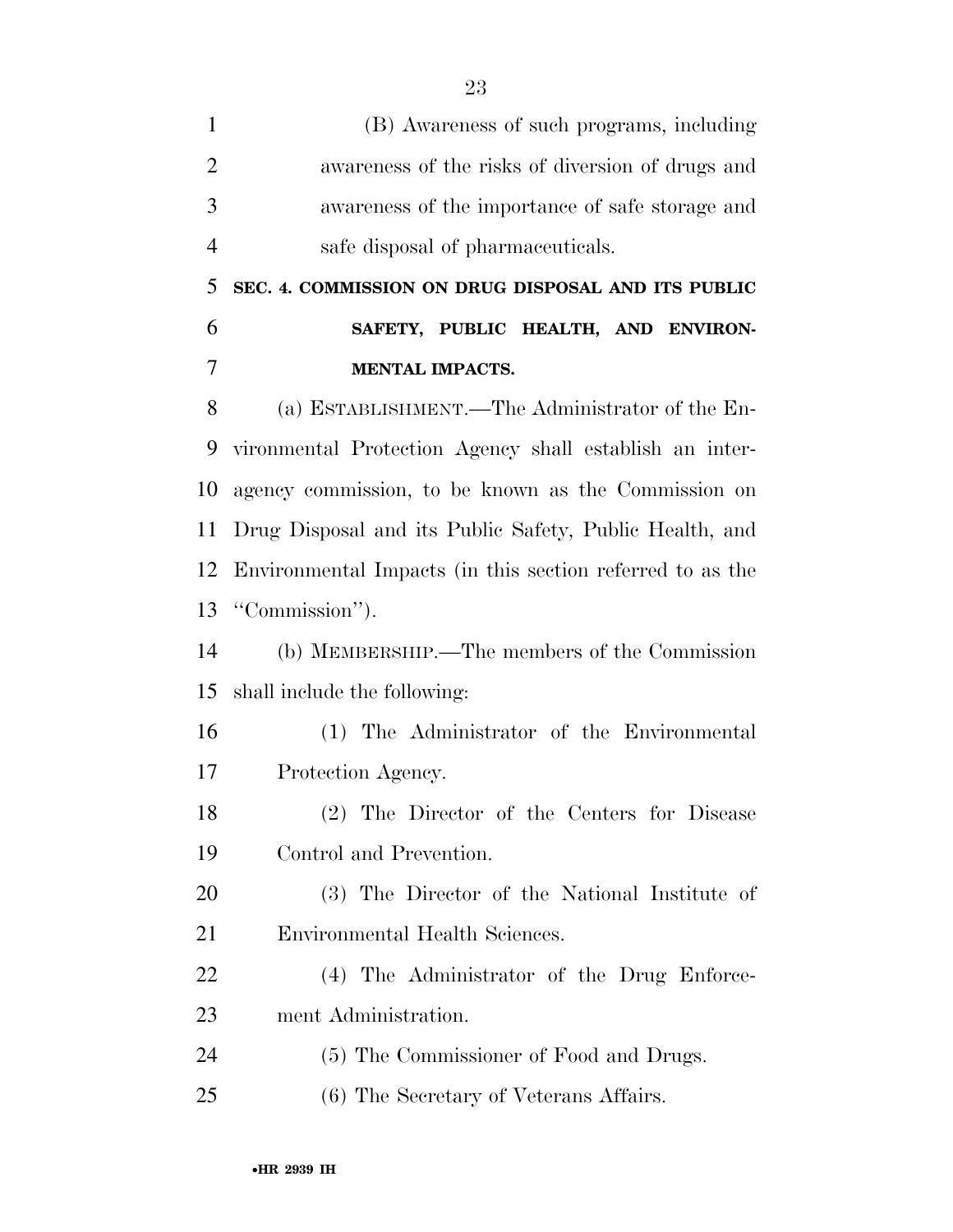(B) Awareness of such programs, including awareness of the risks of diversion of drugs and awareness of the importance of safe storage and safe disposal of pharmaceuticals.

## SEC. 4. COMMISSION ON DRUG DISPOSAL AND ITS PUBLIC SAFETY, PUBLIC HEALTH, AND ENVIRONMENTAL IMPACTS.

(a) ESTABLISHMENT.—The Administrator of the Environmental Protection Agency shall establish an interagency commission, to be known as the Commission on Drug Disposal and its Public Safety, Public Health, and Environmental Impacts (in this section referred to as the "Commission").

(b) MEMBERSHIP.—The members of the Commission shall include the following:

(1) The Administrator of the Environmental Protection Agency.

(2) The Director of the Centers for Disease Control and Prevention.

(3) The Director of the National Institute of Environmental Health Sciences.

(4) The Administrator of the Drug Enforcement Administration.

(5) The Commissioner of Food and Drugs.

(6) The Secretary of Veterans Affairs.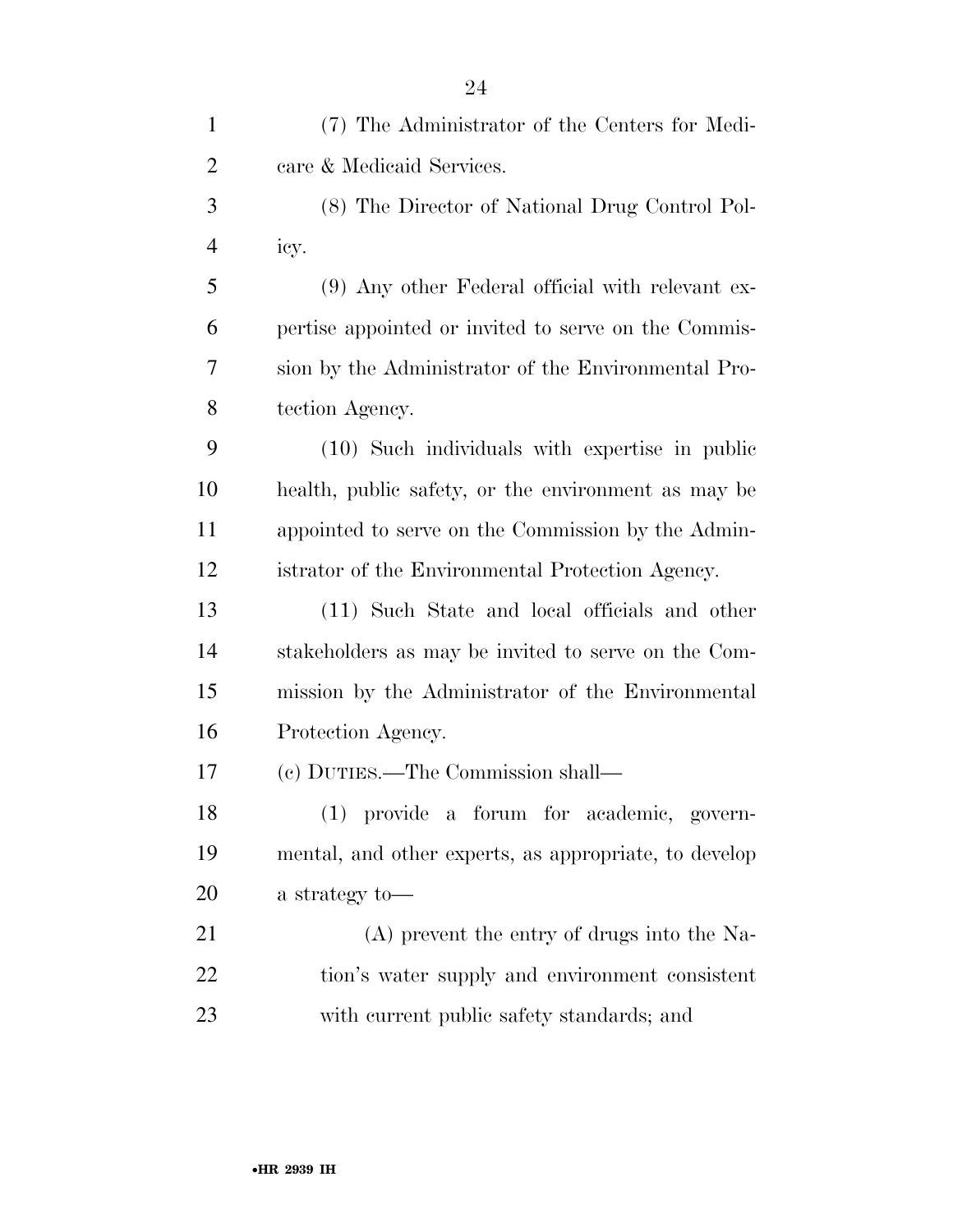(7) The Administrator of the Centers for Medicare & Medicaid Services.

(8) The Director of National Drug Control Policy.

(9) Any other Federal official with relevant expertise appointed or invited to serve on the Commission by the Administrator of the Environmental Protection Agency.

(10) Such individuals with expertise in public health, public safety, or the environment as may be appointed to serve on the Commission by the Administrator of the Environmental Protection Agency.

(11) Such State and local officials and other stakeholders as may be invited to serve on the Commission by the Administrator of the Environmental Protection Agency.

(c) DUTIES.—The Commission shall—

(1) provide a forum for academic, governmental, and other experts, as appropriate, to develop a strategy to—

(A) prevent the entry of drugs into the Nation's water supply and environment consistent with current public safety standards; and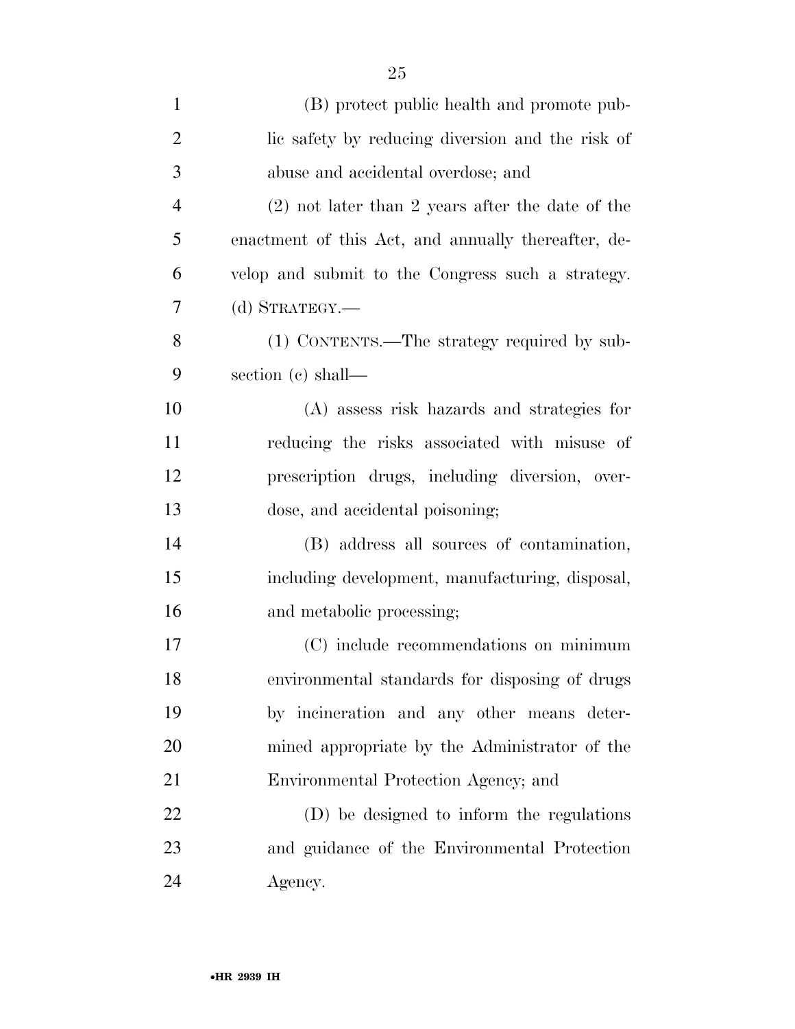(B) protect public health and promote public safety by reducing diversion and the risk of abuse and accidental overdose; and

(2) not later than 2 years after the date of the enactment of this Act, and annually thereafter, develop and submit to the Congress such a strategy.

(d) STRATEGY.—

(1) CONTENTS.—The strategy required by subsection (c) shall—

(A) assess risk hazards and strategies for reducing the risks associated with misuse of prescription drugs, including diversion, overdose, and accidental poisoning;

(B) address all sources of contamination, including development, manufacturing, disposal, and metabolic processing;

(C) include recommendations on minimum environmental standards for disposing of drugs by incineration and any other means determined appropriate by the Administrator of the Environmental Protection Agency; and

(D) be designed to inform the regulations and guidance of the Environmental Protection Agency.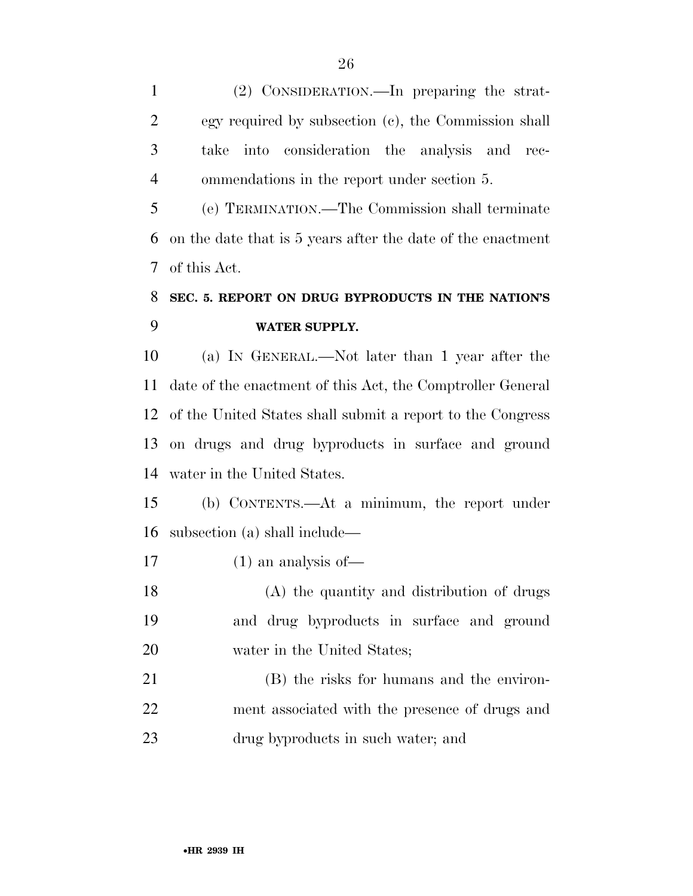(2) CONSIDERATION.—In preparing the strategy required by subsection (c), the Commission shall take into consideration the analysis and recommendations in the report under section 5.

(e) TERMINATION.—The Commission shall terminate on the date that is 5 years after the date of the enactment of this Act.

## SEC. 5. REPORT ON DRUG BYPRODUCTS IN THE NATION'S WATER SUPPLY.

(a) IN GENERAL.—Not later than 1 year after the date of the enactment of this Act, the Comptroller General of the United States shall submit a report to the Congress on drugs and drug byproducts in surface and ground water in the United States.

(b) CONTENTS.—At a minimum, the report under subsection (a) shall include—

(1) an analysis of—

(A) the quantity and distribution of drugs and drug byproducts in surface and ground water in the United States;

(B) the risks for humans and the environment associated with the presence of drugs and drug byproducts in such water; and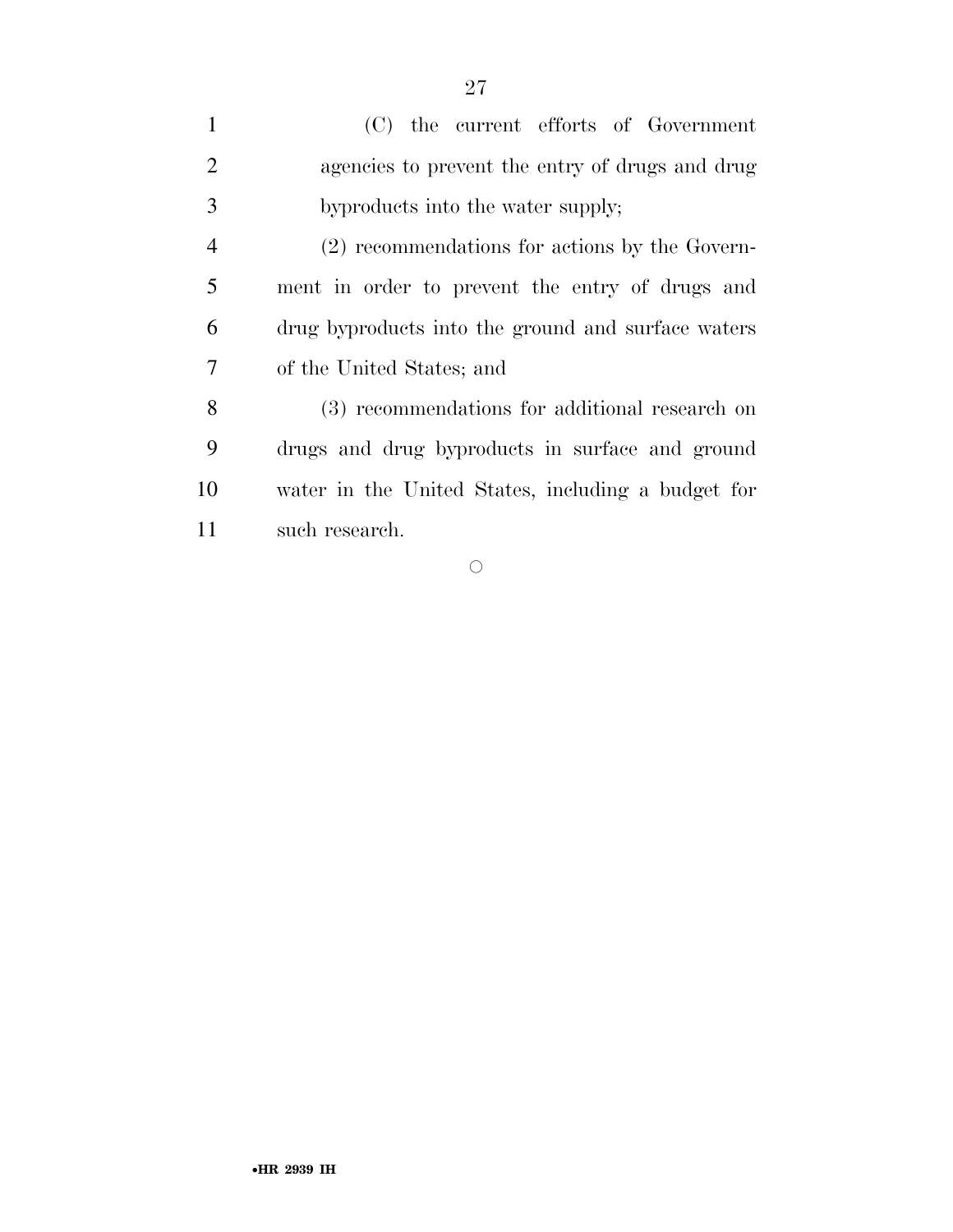(C) the current efforts of Government agencies to prevent the entry of drugs and drug byproducts into the water supply;

(2) recommendations for actions by the Government in order to prevent the entry of drugs and drug byproducts into the ground and surface waters of the United States; and

(3) recommendations for additional research on drugs and drug byproducts in surface and ground water in the United States, including a budget for such research.

○